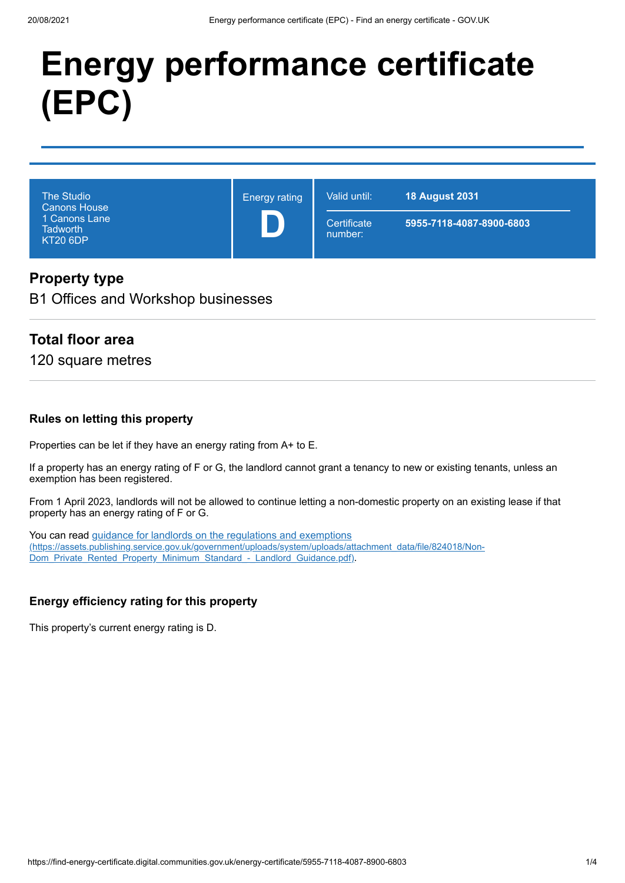# Energy performance certificate (EPC)

| The Studio<br>Canons House<br>1 Canons Lane<br>Tadworth<br>KT20 6DP | Energy rating<br>**D** | Valid until: **18 August 2031**<br>Certificate number: **5955-7118-4087-8900-6803** |
|---|---|---|

## Property type

B1 Offices and Workshop businesses

## Total floor area

120 square metres

### Rules on letting this property

Properties can be let if they have an energy rating from A+ to E.

If a property has an energy rating of F or G, the landlord cannot grant a tenancy to new or existing tenants, unless an exemption has been registered.

From 1 April 2023, landlords will not be allowed to continue letting a non-domestic property on an existing lease if that property has an energy rating of F or G.

You can read [guidance for landlords on the regulations and exemptions](https://assets.publishing.service.gov.uk/government/uploads/system/uploads/attachment_data/file/824018/Non-Dom_Private_Rented_Property_Minimum_Standard_-_Landlord_Guidance.pdf) (https://assets.publishing.service.gov.uk/government/uploads/system/uploads/attachment_data/file/824018/Non-Dom_Private_Rented_Property_Minimum_Standard_-_Landlord_Guidance.pdf).

### Energy efficiency rating for this property

This property's current energy rating is D.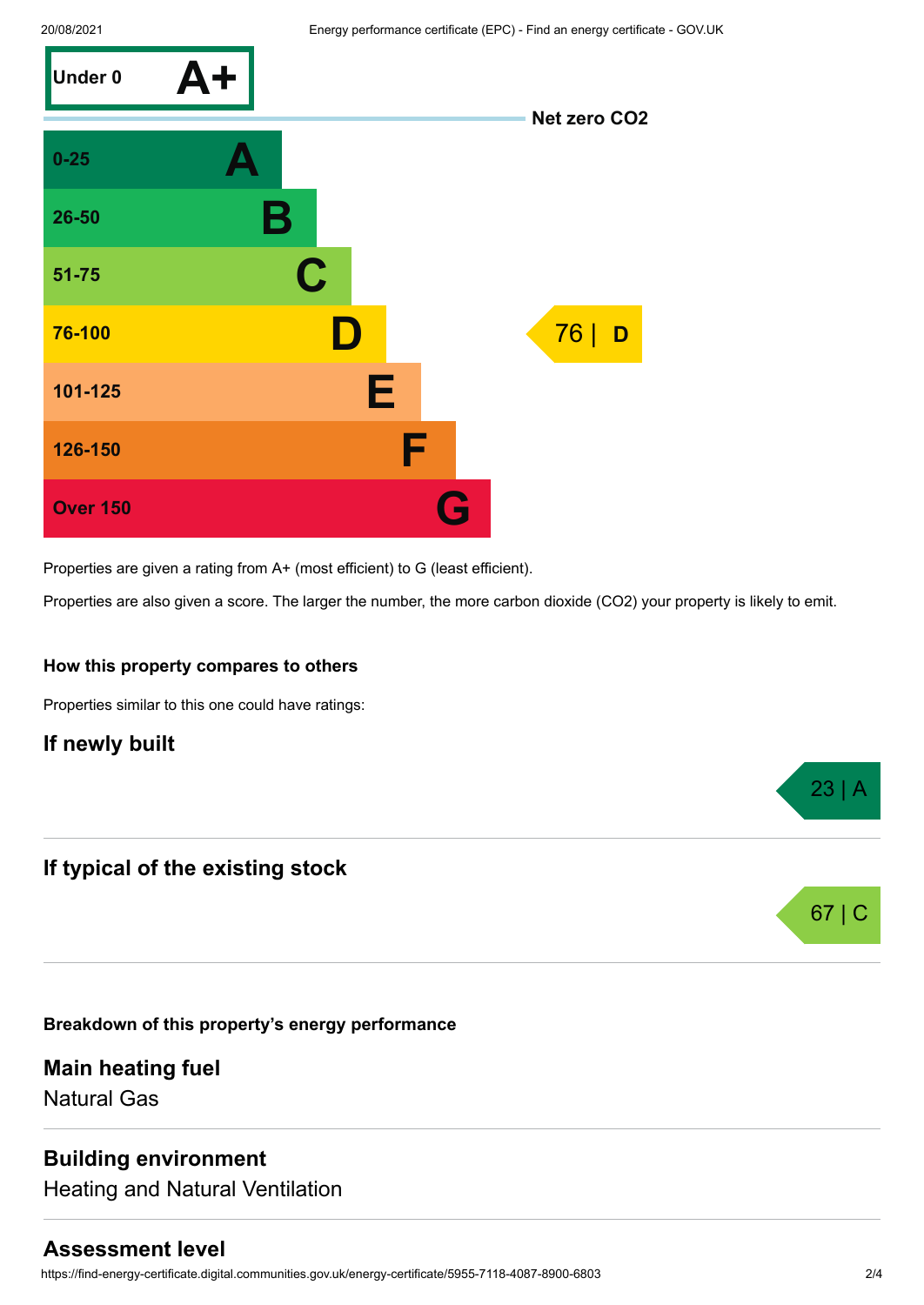| Score | Rating |
| --- | --- |
| Under 0 | A+ |
| 0-25 | A |
| 26-50 | B |
| 51-75 | C |
| 76-100 | D |
| 101-125 | E |
| 126-150 | F |
| Over 150 | G |

Net zero CO2

This property: 76 | D

Properties are given a rating from A+ (most efficient) to G (least efficient).

Properties are also given a score. The larger the number, the more carbon dioxide ($CO_2$) your property is likely to emit.

### How this property compares to others

Properties similar to this one could have ratings:

## If newly built

23 | A

## If typical of the existing stock

67 | C

### Breakdown of this property's energy performance

## Main heating fuel

Natural Gas

## Building environment

Heating and Natural Ventilation

## Assessment level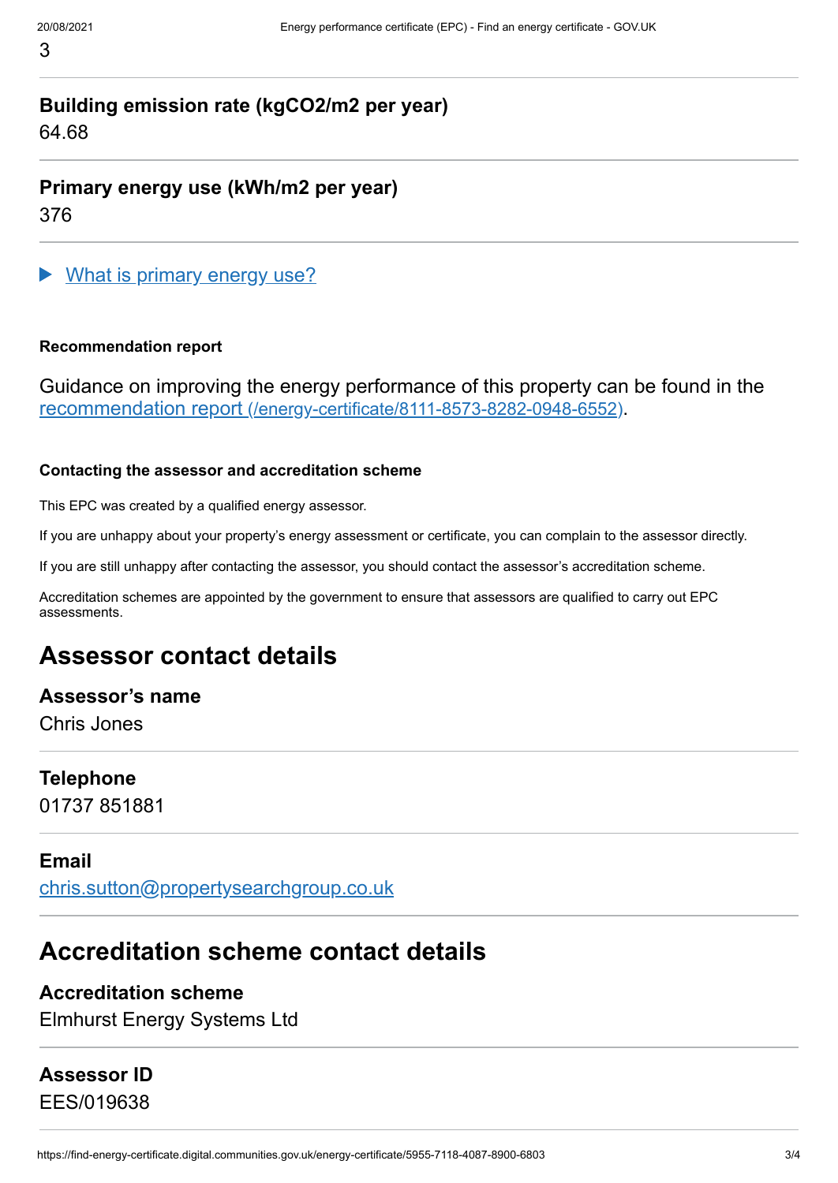3

**Building emission rate (kgCO2/m2 per year)**

64.68

**Primary energy use (kWh/m2 per year)**

376

▶ What is primary energy use?

#### Recommendation report

Guidance on improving the energy performance of this property can be found in the recommendation report (/energy-certificate/8111-8573-8282-0948-6552).

#### Contacting the assessor and accreditation scheme

This EPC was created by a qualified energy assessor.

If you are unhappy about your property's energy assessment or certificate, you can complain to the assessor directly.

If you are still unhappy after contacting the assessor, you should contact the assessor's accreditation scheme.

Accreditation schemes are appointed by the government to ensure that assessors are qualified to carry out EPC assessments.

## Assessor contact details

### Assessor's name

Chris Jones

### Telephone

01737 851881

### Email

chris.sutton@propertysearchgroup.co.uk

## Accreditation scheme contact details

### Accreditation scheme

Elmhurst Energy Systems Ltd

### Assessor ID

EES/019638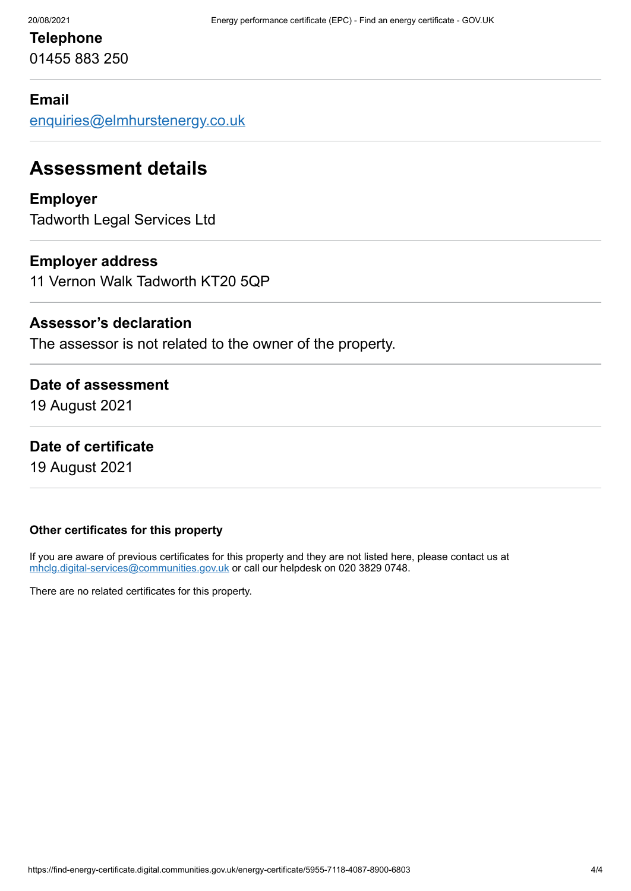### Telephone

01455 883 250

### Email

enquiries@elmhurstenergy.co.uk

## Assessment details

### Employer

Tadworth Legal Services Ltd

### Employer address

11 Vernon Walk Tadworth KT20 5QP

### Assessor's declaration

The assessor is not related to the owner of the property.

### Date of assessment

19 August 2021

### Date of certificate

19 August 2021

#### Other certificates for this property

If you are aware of previous certificates for this property and they are not listed here, please contact us at mhclg.digital-services@communities.gov.uk or call our helpdesk on 020 3829 0748.

There are no related certificates for this property.